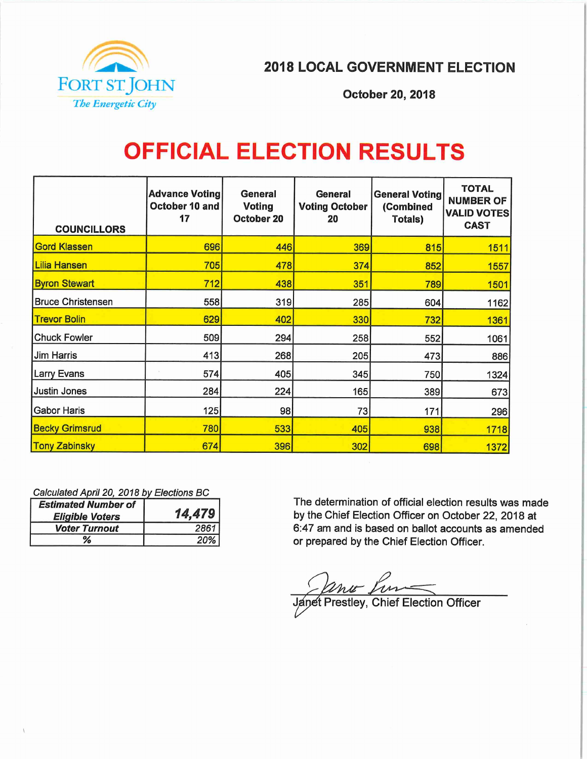FORT ST. JOHN

*The Energetic City*

## 2018 LOCAL GOVERNMENT ELECTION

**October 20, 2018**

# OFFICIAL ELECTION RESULTS

| COUNCILLORS | Advance Voting October 10 and 17 | General Voting October 20 | General Voting October 20 | General Voting (Combined Totals) | TOTAL NUMBER OF VALID VOTES CAST |
|---|---|---|---|---|---|
| Gord Klassen | 696 | 446 | 369 | 815 | 1511 |
| Lilia Hansen | 705 | 478 | 374 | 852 | 1557 |
| Byron Stewart | 712 | 438 | 351 | 789 | 1501 |
| Bruce Christensen | 558 | 319 | 285 | 604 | 1162 |
| Trevor Bolin | 629 | 402 | 330 | 732 | 1361 |
| Chuck Fowler | 509 | 294 | 258 | 552 | 1061 |
| Jim Harris | 413 | 268 | 205 | 473 | 886 |
| Larry Evans | 574 | 405 | 345 | 750 | 1324 |
| Justin Jones | 284 | 224 | 165 | 389 | 673 |
| Gabor Haris | 125 | 98 | 73 | 171 | 296 |
| Becky Grimsrud | 780 | 533 | 405 | 938 | 1718 |
| Tony Zabinsky | 674 | 396 | 302 | 698 | 1372 |

*Calculated April 20, 2018 by Elections BC*

| ***Estimated Number of Eligible Voters*** | ***14,479*** |
|---|---|
| ***Voter Turnout*** | *2861* |
| ***%*** | *20%* |

The determination of official election results was made by the Chief Election Officer on October 22, 2018 at 6:47 am and is based on ballot accounts as amended or prepared by the Chief Election Officer.

Janet Prestley, Chief Election Officer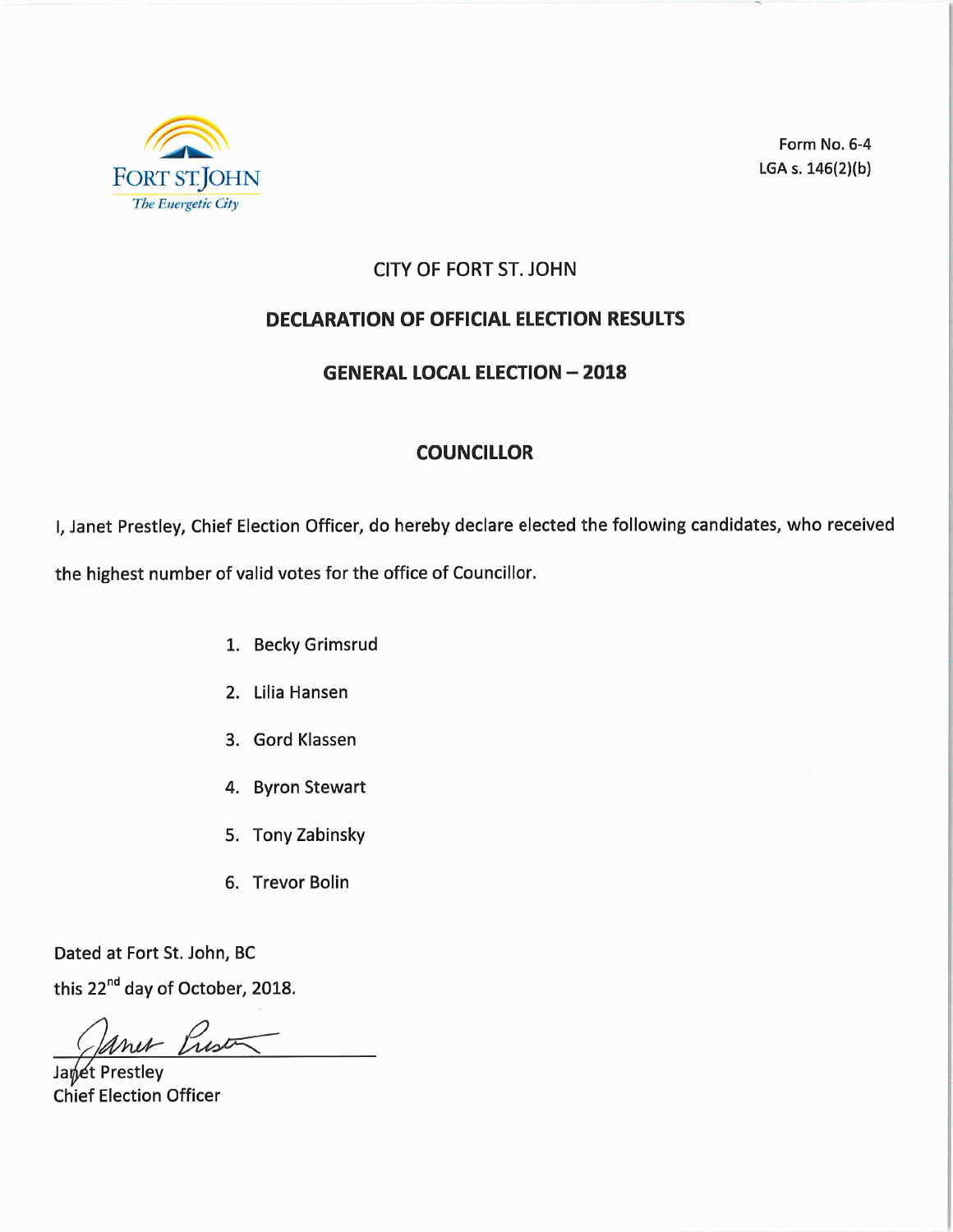FORT ST.JOHN
*The Energetic City*

Form No. 6-4
LGA s. 146(2)(b)

## CITY OF FORT ST. JOHN

## DECLARATION OF OFFICIAL ELECTION RESULTS

## GENERAL LOCAL ELECTION – 2018

## COUNCILLOR

I, Janet Prestley, Chief Election Officer, do hereby declare elected the following candidates, who received the highest number of valid votes for the office of Councillor.

1. Becky Grimsrud
2. Lilia Hansen
3. Gord Klassen
4. Byron Stewart
5. Tony Zabinsky
6. Trevor Bolin

Dated at Fort St. John, BC
this 22nd day of October, 2018.

Janet Prestley
Chief Election Officer